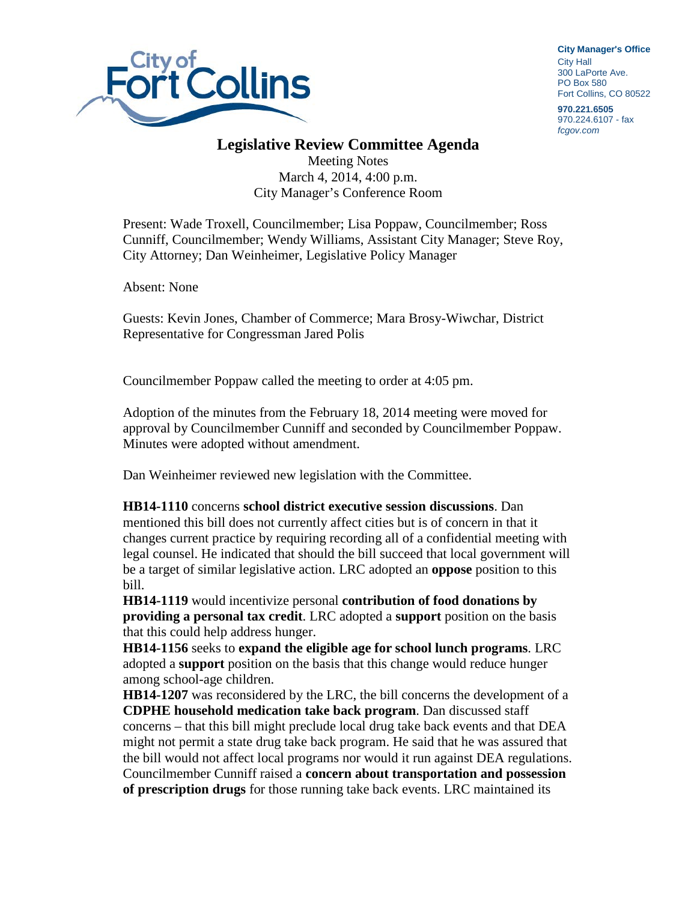City of Fort Collins

**City Manager's Office**
City Hall
300 LaPorte Ave.
PO Box 580
Fort Collins, CO 80522

**970.221.6505**
970.224.6107 - fax
*fcgov.com*

# Legislative Review Committee Agenda

Meeting Notes
March 4, 2014, 4:00 p.m.
City Manager's Conference Room

Present: Wade Troxell, Councilmember; Lisa Poppaw, Councilmember; Ross Cunniff, Councilmember; Wendy Williams, Assistant City Manager; Steve Roy, City Attorney; Dan Weinheimer, Legislative Policy Manager

Absent: None

Guests: Kevin Jones, Chamber of Commerce; Mara Brosy-Wiwchar, District Representative for Congressman Jared Polis

Councilmember Poppaw called the meeting to order at 4:05 pm.

Adoption of the minutes from the February 18, 2014 meeting were moved for approval by Councilmember Cunniff and seconded by Councilmember Poppaw. Minutes were adopted without amendment.

Dan Weinheimer reviewed new legislation with the Committee.

**HB14-1110** concerns **school district executive session discussions**. Dan mentioned this bill does not currently affect cities but is of concern in that it changes current practice by requiring recording all of a confidential meeting with legal counsel. He indicated that should the bill succeed that local government will be a target of similar legislative action. LRC adopted an **oppose** position to this bill.

**HB14-1119** would incentivize personal **contribution of food donations by providing a personal tax credit**. LRC adopted a **support** position on the basis that this could help address hunger.

**HB14-1156** seeks to **expand the eligible age for school lunch programs**. LRC adopted a **support** position on the basis that this change would reduce hunger among school-age children.

**HB14-1207** was reconsidered by the LRC, the bill concerns the development of a **CDPHE household medication take back program**. Dan discussed staff concerns – that this bill might preclude local drug take back events and that DEA might not permit a state drug take back program. He said that he was assured that the bill would not affect local programs nor would it run against DEA regulations. Councilmember Cunniff raised a **concern about transportation and possession of prescription drugs** for those running take back events. LRC maintained its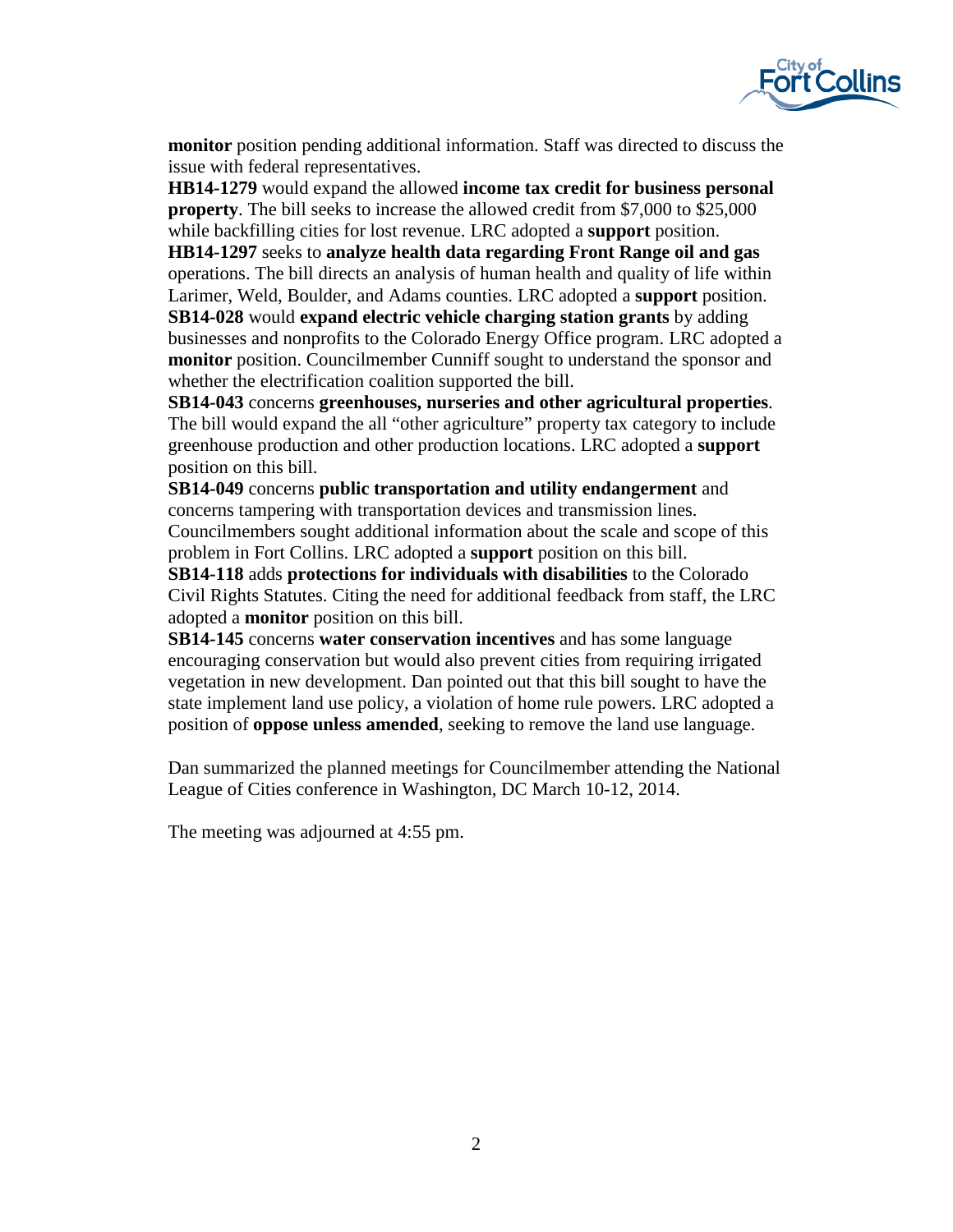**monitor** position pending additional information. Staff was directed to discuss the issue with federal representatives.

**HB14-1279** would expand the allowed **income tax credit for business personal property**. The bill seeks to increase the allowed credit from $7,000 to $25,000 while backfilling cities for lost revenue. LRC adopted a **support** position.

**HB14-1297** seeks to **analyze health data regarding Front Range oil and gas** operations. The bill directs an analysis of human health and quality of life within Larimer, Weld, Boulder, and Adams counties. LRC adopted a **support** position.

**SB14-028** would **expand electric vehicle charging station grants** by adding businesses and nonprofits to the Colorado Energy Office program. LRC adopted a **monitor** position. Councilmember Cunniff sought to understand the sponsor and whether the electrification coalition supported the bill.

**SB14-043** concerns **greenhouses, nurseries and other agricultural properties**. The bill would expand the all "other agriculture" property tax category to include greenhouse production and other production locations. LRC adopted a **support** position on this bill.

**SB14-049** concerns **public transportation and utility endangerment** and concerns tampering with transportation devices and transmission lines. Councilmembers sought additional information about the scale and scope of this problem in Fort Collins. LRC adopted a **support** position on this bill.

**SB14-118** adds **protections for individuals with disabilities** to the Colorado Civil Rights Statutes. Citing the need for additional feedback from staff, the LRC adopted a **monitor** position on this bill.

**SB14-145** concerns **water conservation incentives** and has some language encouraging conservation but would also prevent cities from requiring irrigated vegetation in new development. Dan pointed out that this bill sought to have the state implement land use policy, a violation of home rule powers. LRC adopted a position of **oppose unless amended**, seeking to remove the land use language.

Dan summarized the planned meetings for Councilmember attending the National League of Cities conference in Washington, DC March 10-12, 2014.

The meeting was adjourned at 4:55 pm.